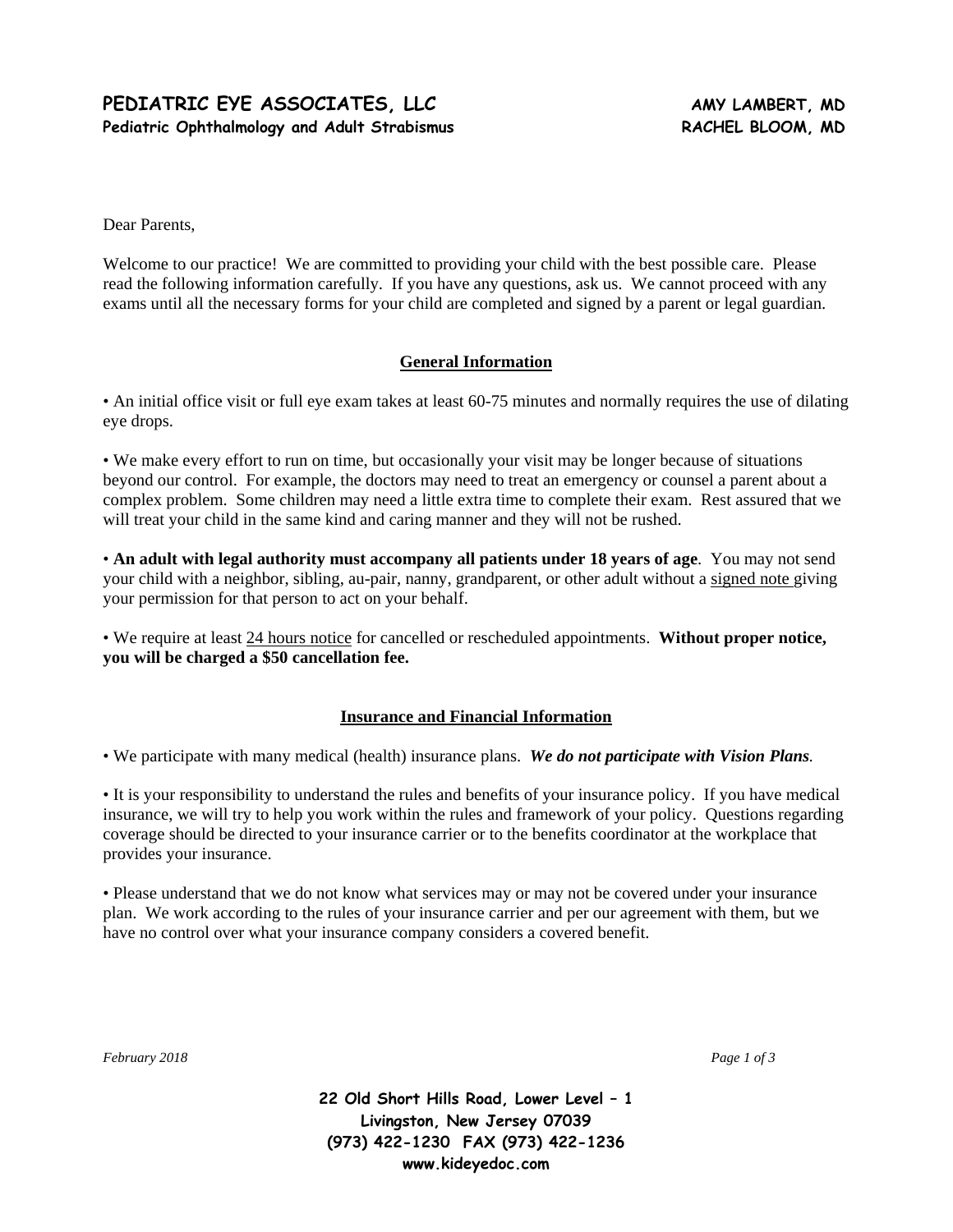# PEDIATRIC EYE ASSOCIATES, LLC

**Pediatric Ophthalmology and Adult Strabismus**

**AMY LAMBERT, MD**
**RACHEL BLOOM, MD**

Dear Parents,

Welcome to our practice! We are committed to providing your child with the best possible care. Please read the following information carefully. If you have any questions, ask us. We cannot proceed with any exams until all the necessary forms for your child are completed and signed by a parent or legal guardian.

## General Information

• An initial office visit or full eye exam takes at least 60-75 minutes and normally requires the use of dilating eye drops.

• We make every effort to run on time, but occasionally your visit may be longer because of situations beyond our control. For example, the doctors may need to treat an emergency or counsel a parent about a complex problem. Some children may need a little extra time to complete their exam. Rest assured that we will treat your child in the same kind and caring manner and they will not be rushed.

• **An adult with legal authority must accompany all patients under 18 years of age**. You may not send your child with a neighbor, sibling, au-pair, nanny, grandparent, or other adult without a signed note giving your permission for that person to act on your behalf.

• We require at least 24 hours notice for cancelled or rescheduled appointments. **Without proper notice, you will be charged a $50 cancellation fee.**

## Insurance and Financial Information

• We participate with many medical (health) insurance plans. ***We do not participate with Vision Plans.***

• It is your responsibility to understand the rules and benefits of your insurance policy. If you have medical insurance, we will try to help you work within the rules and framework of your policy. Questions regarding coverage should be directed to your insurance carrier or to the benefits coordinator at the workplace that provides your insurance.

• Please understand that we do not know what services may or may not be covered under your insurance plan. We work according to the rules of your insurance carrier and per our agreement with them, but we have no control over what your insurance company considers a covered benefit.

*February 2018*

**22 Old Short Hills Road, Lower Level – 1**
**Livingston, New Jersey 07039**
**(973) 422-1230 FAX (973) 422-1236**
**www.kideyedoc.com**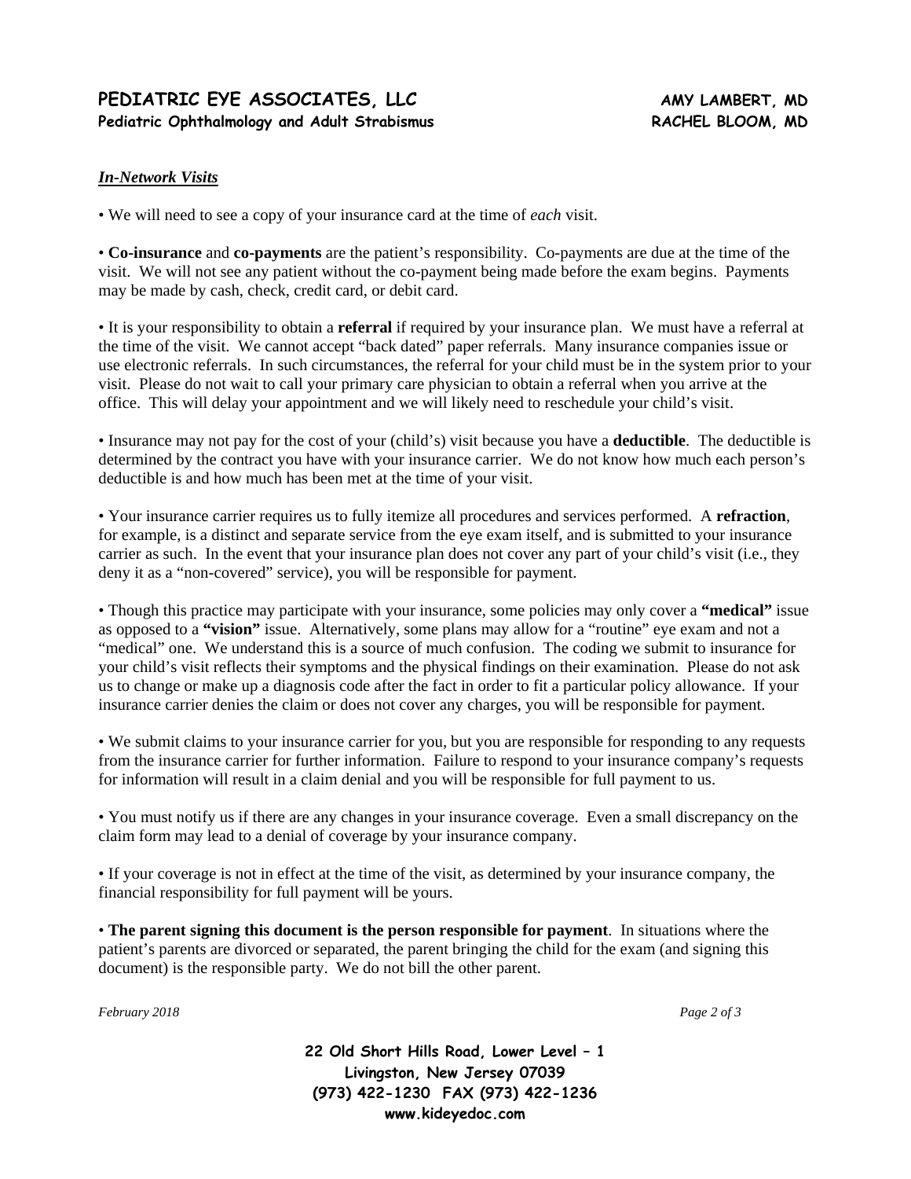## *In-Network Visits*

• We will need to see a copy of your insurance card at the time of *each* visit.

• **Co-insurance** and **co-payments** are the patient's responsibility. Co-payments are due at the time of the visit. We will not see any patient without the co-payment being made before the exam begins. Payments may be made by cash, check, credit card, or debit card.

• It is your responsibility to obtain a **referral** if required by your insurance plan. We must have a referral at the time of the visit. We cannot accept "back dated" paper referrals. Many insurance companies issue or use electronic referrals. In such circumstances, the referral for your child must be in the system prior to your visit. Please do not wait to call your primary care physician to obtain a referral when you arrive at the office. This will delay your appointment and we will likely need to reschedule your child's visit.

• Insurance may not pay for the cost of your (child's) visit because you have a **deductible**. The deductible is determined by the contract you have with your insurance carrier. We do not know how much each person's deductible is and how much has been met at the time of your visit.

• Your insurance carrier requires us to fully itemize all procedures and services performed. A **refraction**, for example, is a distinct and separate service from the eye exam itself, and is submitted to your insurance carrier as such. In the event that your insurance plan does not cover any part of your child's visit (i.e., they deny it as a "non-covered" service), you will be responsible for payment.

• Though this practice may participate with your insurance, some policies may only cover a **"medical"** issue as opposed to a **"vision"** issue. Alternatively, some plans may allow for a "routine" eye exam and not a "medical" one. We understand this is a source of much confusion. The coding we submit to insurance for your child's visit reflects their symptoms and the physical findings on their examination. Please do not ask us to change or make up a diagnosis code after the fact in order to fit a particular policy allowance. If your insurance carrier denies the claim or does not cover any charges, you will be responsible for payment.

• We submit claims to your insurance carrier for you, but you are responsible for responding to any requests from the insurance carrier for further information. Failure to respond to your insurance company's requests for information will result in a claim denial and you will be responsible for full payment to us.

• You must notify us if there are any changes in your insurance coverage. Even a small discrepancy on the claim form may lead to a denial of coverage by your insurance company.

• If your coverage is not in effect at the time of the visit, as determined by your insurance company, the financial responsibility for full payment will be yours.

• **The parent signing this document is the person responsible for payment**. In situations where the patient's parents are divorced or separated, the parent bringing the child for the exam (and signing this document) is the responsible party. We do not bill the other parent.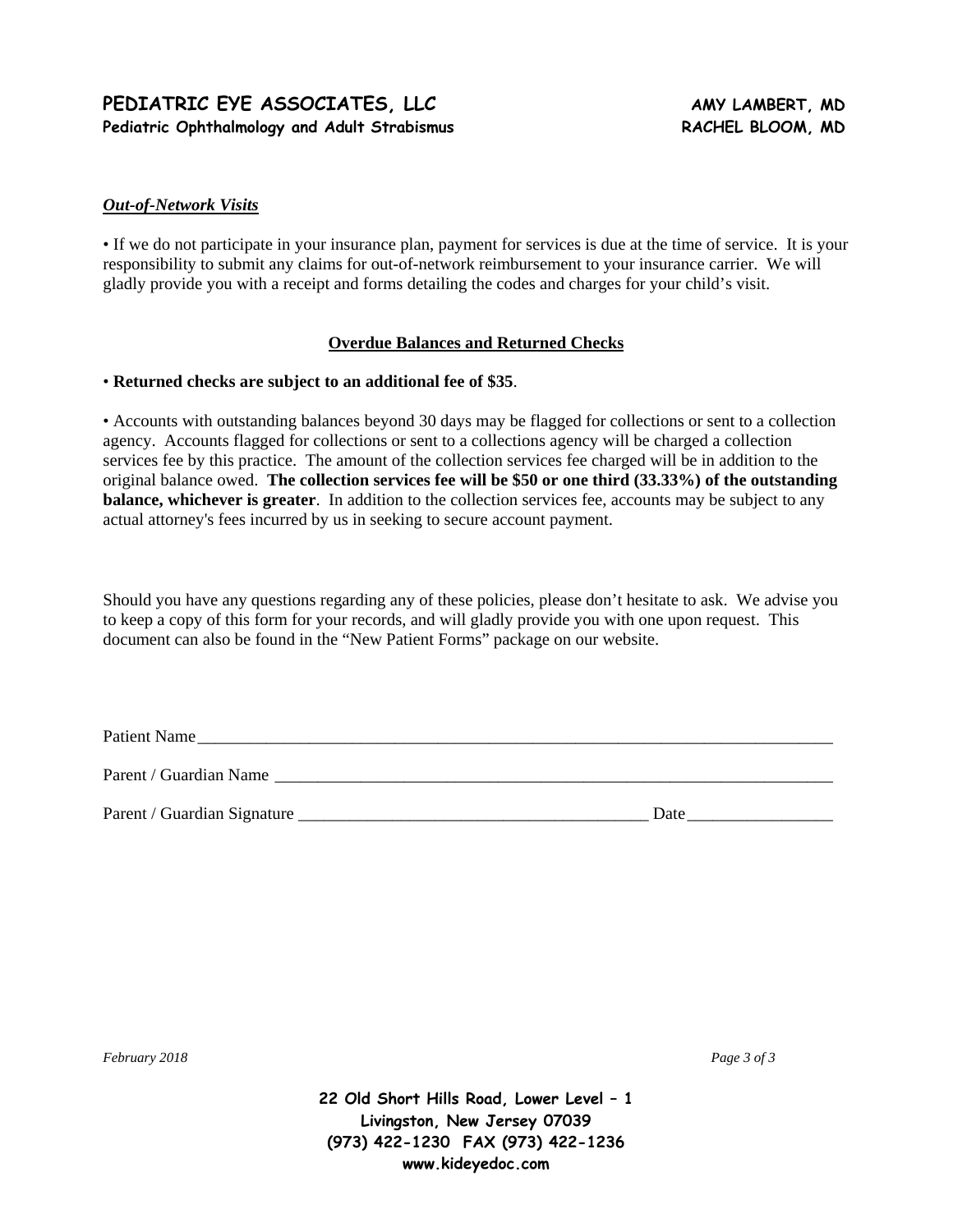*Out-of-Network Visits*

• If we do not participate in your insurance plan, payment for services is due at the time of service. It is your responsibility to submit any claims for out-of-network reimbursement to your insurance carrier. We will gladly provide you with a receipt and forms detailing the codes and charges for your child's visit.

## Overdue Balances and Returned Checks

• **Returned checks are subject to an additional fee of $35**.

• Accounts with outstanding balances beyond 30 days may be flagged for collections or sent to a collection agency. Accounts flagged for collections or sent to a collections agency will be charged a collection services fee by this practice. The amount of the collection services fee charged will be in addition to the original balance owed. **The collection services fee will be $50 or one third (33.33%) of the outstanding balance, whichever is greater**. In addition to the collection services fee, accounts may be subject to any actual attorney's fees incurred by us in seeking to secure account payment.

Should you have any questions regarding any of these policies, please don't hesitate to ask. We advise you to keep a copy of this form for your records, and will gladly provide you with one upon request. This document can also be found in the "New Patient Forms" package on our website.

Patient Name\_\_\_\_\_\_\_\_\_\_\_\_\_\_\_\_\_\_\_\_\_\_\_\_\_\_\_\_\_\_\_\_\_\_\_\_\_\_\_\_\_\_\_\_\_\_\_\_\_\_\_\_\_\_\_\_\_\_\_\_

Parent / Guardian Name \_\_\_\_\_\_\_\_\_\_\_\_\_\_\_\_\_\_\_\_\_\_\_\_\_\_\_\_\_\_\_\_\_\_\_\_\_\_\_\_\_\_\_\_\_\_\_\_\_\_\_\_\_

Parent / Guardian Signature \_\_\_\_\_\_\_\_\_\_\_\_\_\_\_\_\_\_\_\_\_\_\_\_\_\_\_\_\_\_\_\_\_\_\_\_\_\_ Date\_\_\_\_\_\_\_\_\_\_\_\_\_\_\_